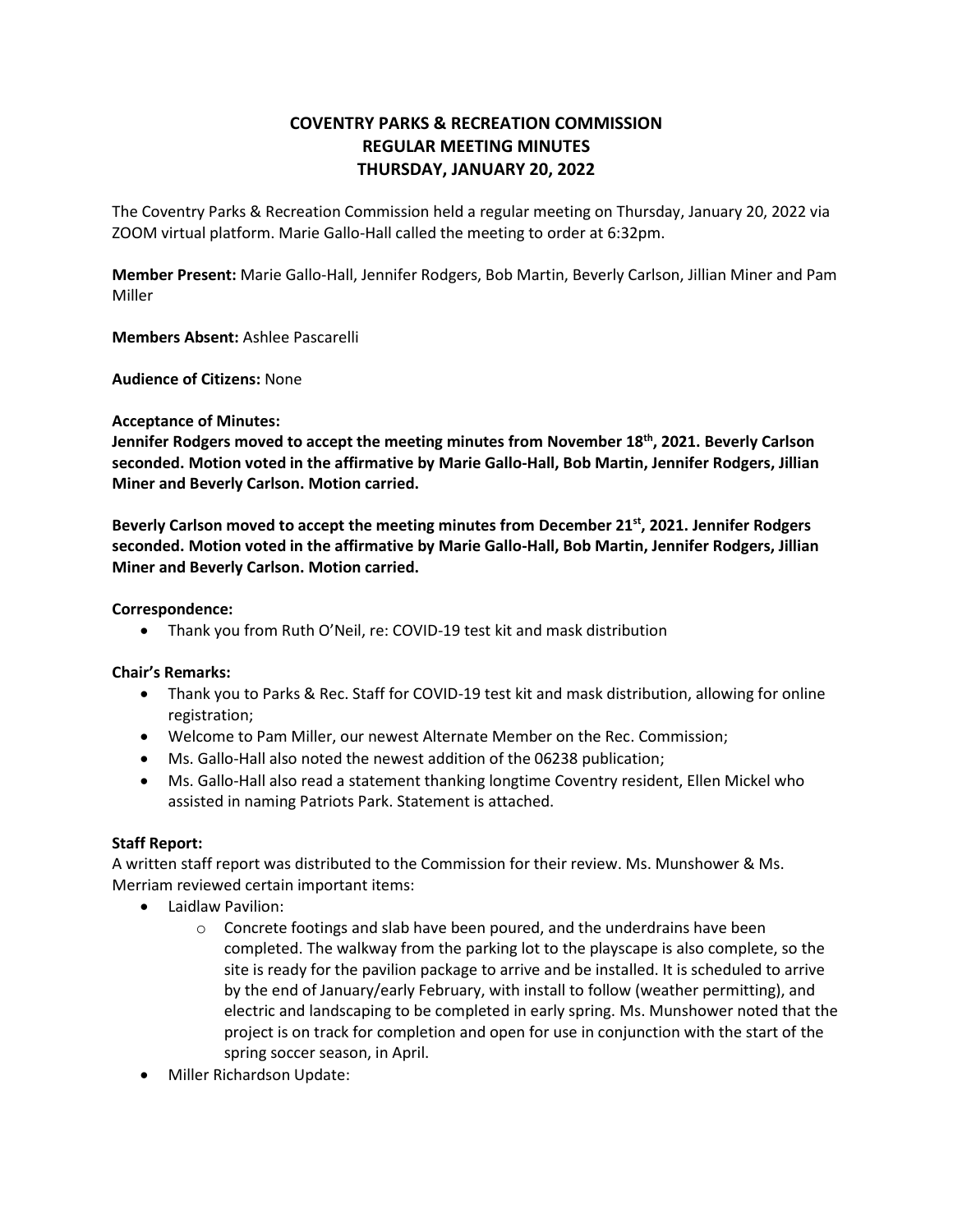# COVENTRY PARKS & RECREATION COMMISSION
# REGULAR MEETING MINUTES
# THURSDAY, JANUARY 20, 2022

The Coventry Parks & Recreation Commission held a regular meeting on Thursday, January 20, 2022 via ZOOM virtual platform. Marie Gallo-Hall called the meeting to order at 6:32pm.

**Member Present:** Marie Gallo-Hall, Jennifer Rodgers, Bob Martin, Beverly Carlson, Jillian Miner and Pam Miller

**Members Absent:** Ashlee Pascarelli

**Audience of Citizens:** None

**Acceptance of Minutes:**

**Jennifer Rodgers moved to accept the meeting minutes from November 18th, 2021. Beverly Carlson seconded. Motion voted in the affirmative by Marie Gallo-Hall, Bob Martin, Jennifer Rodgers, Jillian Miner and Beverly Carlson. Motion carried.**

**Beverly Carlson moved to accept the meeting minutes from December 21st, 2021. Jennifer Rodgers seconded. Motion voted in the affirmative by Marie Gallo-Hall, Bob Martin, Jennifer Rodgers, Jillian Miner and Beverly Carlson. Motion carried.**

**Correspondence:**

- Thank you from Ruth O'Neil, re: COVID-19 test kit and mask distribution

**Chair's Remarks:**

- Thank you to Parks & Rec. Staff for COVID-19 test kit and mask distribution, allowing for online registration;
- Welcome to Pam Miller, our newest Alternate Member on the Rec. Commission;
- Ms. Gallo-Hall also noted the newest addition of the 06238 publication;
- Ms. Gallo-Hall also read a statement thanking longtime Coventry resident, Ellen Mickel who assisted in naming Patriots Park. Statement is attached.

**Staff Report:**

A written staff report was distributed to the Commission for their review. Ms. Munshower & Ms. Merriam reviewed certain important items:

- Laidlaw Pavilion:
    - Concrete footings and slab have been poured, and the underdrains have been completed. The walkway from the parking lot to the playscape is also complete, so the site is ready for the pavilion package to arrive and be installed. It is scheduled to arrive by the end of January/early February, with install to follow (weather permitting), and electric and landscaping to be completed in early spring. Ms. Munshower noted that the project is on track for completion and open for use in conjunction with the start of the spring soccer season, in April.
- Miller Richardson Update: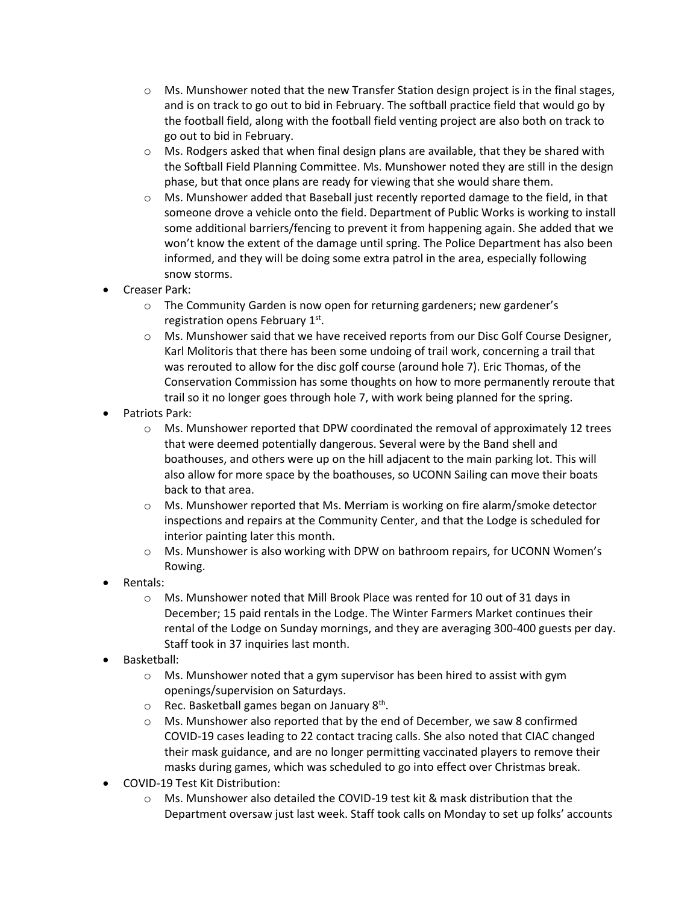- Ms. Munshower noted that the new Transfer Station design project is in the final stages, and is on track to go out to bid in February. The softball practice field that would go by the football field, along with the football field venting project are also both on track to go out to bid in February.
  - Ms. Rodgers asked that when final design plans are available, that they be shared with the Softball Field Planning Committee. Ms. Munshower noted they are still in the design phase, but that once plans are ready for viewing that she would share them.
  - Ms. Munshower added that Baseball just recently reported damage to the field, in that someone drove a vehicle onto the field. Department of Public Works is working to install some additional barriers/fencing to prevent it from happening again. She added that we won't know the extent of the damage until spring. The Police Department has also been informed, and they will be doing some extra patrol in the area, especially following snow storms.
- Creaser Park:
  - The Community Garden is now open for returning gardeners; new gardener's registration opens February 1st.
  - Ms. Munshower said that we have received reports from our Disc Golf Course Designer, Karl Molitoris that there has been some undoing of trail work, concerning a trail that was rerouted to allow for the disc golf course (around hole 7). Eric Thomas, of the Conservation Commission has some thoughts on how to more permanently reroute that trail so it no longer goes through hole 7, with work being planned for the spring.
- Patriots Park:
  - Ms. Munshower reported that DPW coordinated the removal of approximately 12 trees that were deemed potentially dangerous. Several were by the Band shell and boathouses, and others were up on the hill adjacent to the main parking lot. This will also allow for more space by the boathouses, so UCONN Sailing can move their boats back to that area.
  - Ms. Munshower reported that Ms. Merriam is working on fire alarm/smoke detector inspections and repairs at the Community Center, and that the Lodge is scheduled for interior painting later this month.
  - Ms. Munshower is also working with DPW on bathroom repairs, for UCONN Women's Rowing.
- Rentals:
  - Ms. Munshower noted that Mill Brook Place was rented for 10 out of 31 days in December; 15 paid rentals in the Lodge. The Winter Farmers Market continues their rental of the Lodge on Sunday mornings, and they are averaging 300-400 guests per day. Staff took in 37 inquiries last month.
- Basketball:
  - Ms. Munshower noted that a gym supervisor has been hired to assist with gym openings/supervision on Saturdays.
  - Rec. Basketball games began on January 8th.
  - Ms. Munshower also reported that by the end of December, we saw 8 confirmed COVID-19 cases leading to 22 contact tracing calls. She also noted that CIAC changed their mask guidance, and are no longer permitting vaccinated players to remove their masks during games, which was scheduled to go into effect over Christmas break.
- COVID-19 Test Kit Distribution:
  - Ms. Munshower also detailed the COVID-19 test kit & mask distribution that the Department oversaw just last week. Staff took calls on Monday to set up folks' accounts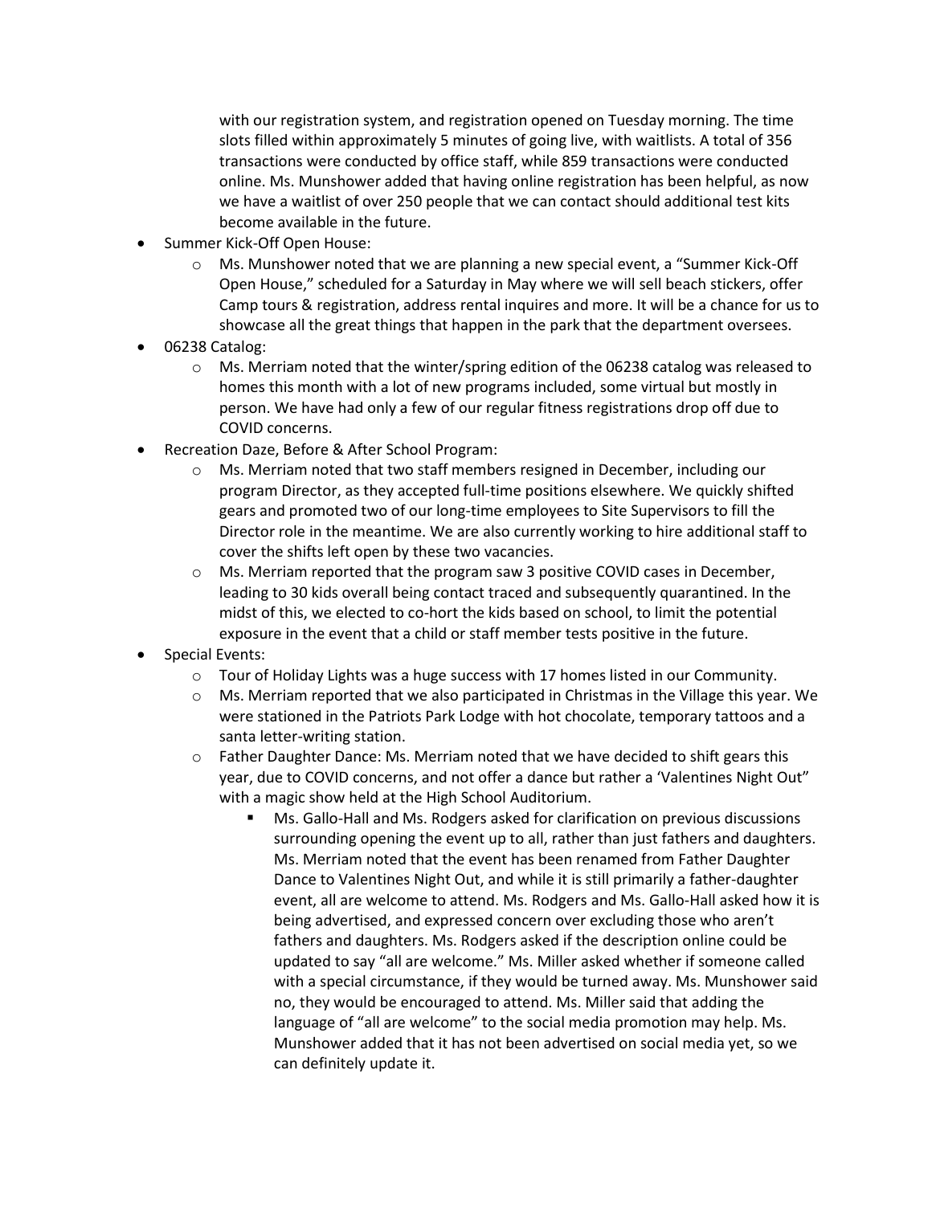with our registration system, and registration opened on Tuesday morning. The time slots filled within approximately 5 minutes of going live, with waitlists. A total of 356 transactions were conducted by office staff, while 859 transactions were conducted online. Ms. Munshower added that having online registration has been helpful, as now we have a waitlist of over 250 people that we can contact should additional test kits become available in the future.

- Summer Kick-Off Open House:
  - Ms. Munshower noted that we are planning a new special event, a "Summer Kick-Off Open House," scheduled for a Saturday in May where we will sell beach stickers, offer Camp tours & registration, address rental inquires and more. It will be a chance for us to showcase all the great things that happen in the park that the department oversees.
- 06238 Catalog:
  - Ms. Merriam noted that the winter/spring edition of the 06238 catalog was released to homes this month with a lot of new programs included, some virtual but mostly in person. We have had only a few of our regular fitness registrations drop off due to COVID concerns.
- Recreation Daze, Before & After School Program:
  - Ms. Merriam noted that two staff members resigned in December, including our program Director, as they accepted full-time positions elsewhere. We quickly shifted gears and promoted two of our long-time employees to Site Supervisors to fill the Director role in the meantime. We are also currently working to hire additional staff to cover the shifts left open by these two vacancies.
  - Ms. Merriam reported that the program saw 3 positive COVID cases in December, leading to 30 kids overall being contact traced and subsequently quarantined. In the midst of this, we elected to co-hort the kids based on school, to limit the potential exposure in the event that a child or staff member tests positive in the future.
- Special Events:
  - Tour of Holiday Lights was a huge success with 17 homes listed in our Community.
  - Ms. Merriam reported that we also participated in Christmas in the Village this year. We were stationed in the Patriots Park Lodge with hot chocolate, temporary tattoos and a santa letter-writing station.
  - Father Daughter Dance: Ms. Merriam noted that we have decided to shift gears this year, due to COVID concerns, and not offer a dance but rather a 'Valentines Night Out" with a magic show held at the High School Auditorium.
    - Ms. Gallo-Hall and Ms. Rodgers asked for clarification on previous discussions surrounding opening the event up to all, rather than just fathers and daughters. Ms. Merriam noted that the event has been renamed from Father Daughter Dance to Valentines Night Out, and while it is still primarily a father-daughter event, all are welcome to attend. Ms. Rodgers and Ms. Gallo-Hall asked how it is being advertised, and expressed concern over excluding those who aren't fathers and daughters. Ms. Rodgers asked if the description online could be updated to say "all are welcome." Ms. Miller asked whether if someone called with a special circumstance, if they would be turned away. Ms. Munshower said no, they would be encouraged to attend. Ms. Miller said that adding the language of "all are welcome" to the social media promotion may help. Ms. Munshower added that it has not been advertised on social media yet, so we can definitely update it.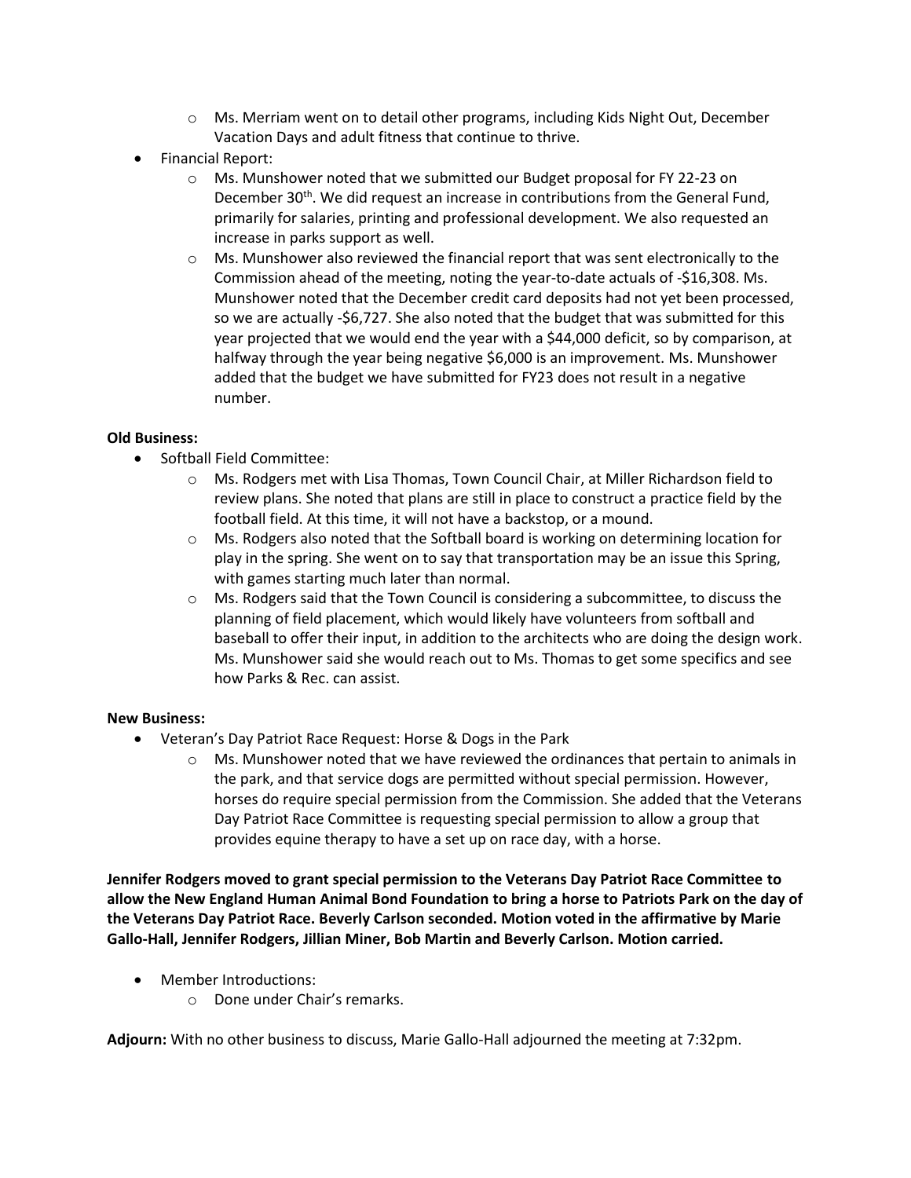- Ms. Merriam went on to detail other programs, including Kids Night Out, December Vacation Days and adult fitness that continue to thrive.
- Financial Report:
    - Ms. Munshower noted that we submitted our Budget proposal for FY 22-23 on December 30th. We did request an increase in contributions from the General Fund, primarily for salaries, printing and professional development. We also requested an increase in parks support as well.
    - Ms. Munshower also reviewed the financial report that was sent electronically to the Commission ahead of the meeting, noting the year-to-date actuals of -$16,308. Ms. Munshower noted that the December credit card deposits had not yet been processed, so we are actually -$6,727. She also noted that the budget that was submitted for this year projected that we would end the year with a $44,000 deficit, so by comparison, at halfway through the year being negative $6,000 is an improvement. Ms. Munshower added that the budget we have submitted for FY23 does not result in a negative number.

**Old Business:**

- Softball Field Committee:
    - Ms. Rodgers met with Lisa Thomas, Town Council Chair, at Miller Richardson field to review plans. She noted that plans are still in place to construct a practice field by the football field. At this time, it will not have a backstop, or a mound.
    - Ms. Rodgers also noted that the Softball board is working on determining location for play in the spring. She went on to say that transportation may be an issue this Spring, with games starting much later than normal.
    - Ms. Rodgers said that the Town Council is considering a subcommittee, to discuss the planning of field placement, which would likely have volunteers from softball and baseball to offer their input, in addition to the architects who are doing the design work. Ms. Munshower said she would reach out to Ms. Thomas to get some specifics and see how Parks & Rec. can assist.

**New Business:**

- Veteran's Day Patriot Race Request: Horse & Dogs in the Park
    - Ms. Munshower noted that we have reviewed the ordinances that pertain to animals in the park, and that service dogs are permitted without special permission. However, horses do require special permission from the Commission. She added that the Veterans Day Patriot Race Committee is requesting special permission to allow a group that provides equine therapy to have a set up on race day, with a horse.

**Jennifer Rodgers moved to grant special permission to the Veterans Day Patriot Race Committee to allow the New England Human Animal Bond Foundation to bring a horse to Patriots Park on the day of the Veterans Day Patriot Race. Beverly Carlson seconded. Motion voted in the affirmative by Marie Gallo-Hall, Jennifer Rodgers, Jillian Miner, Bob Martin and Beverly Carlson. Motion carried.**

- Member Introductions:
    - Done under Chair's remarks.

**Adjourn:** With no other business to discuss, Marie Gallo-Hall adjourned the meeting at 7:32pm.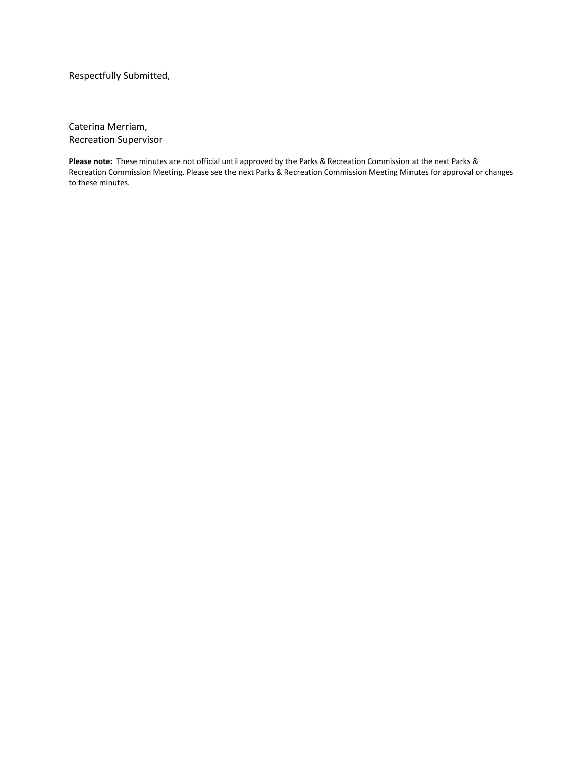Respectfully Submitted,

Caterina Merriam,
Recreation Supervisor

**Please note:** These minutes are not official until approved by the Parks & Recreation Commission at the next Parks & Recreation Commission Meeting. Please see the next Parks & Recreation Commission Meeting Minutes for approval or changes to these minutes.